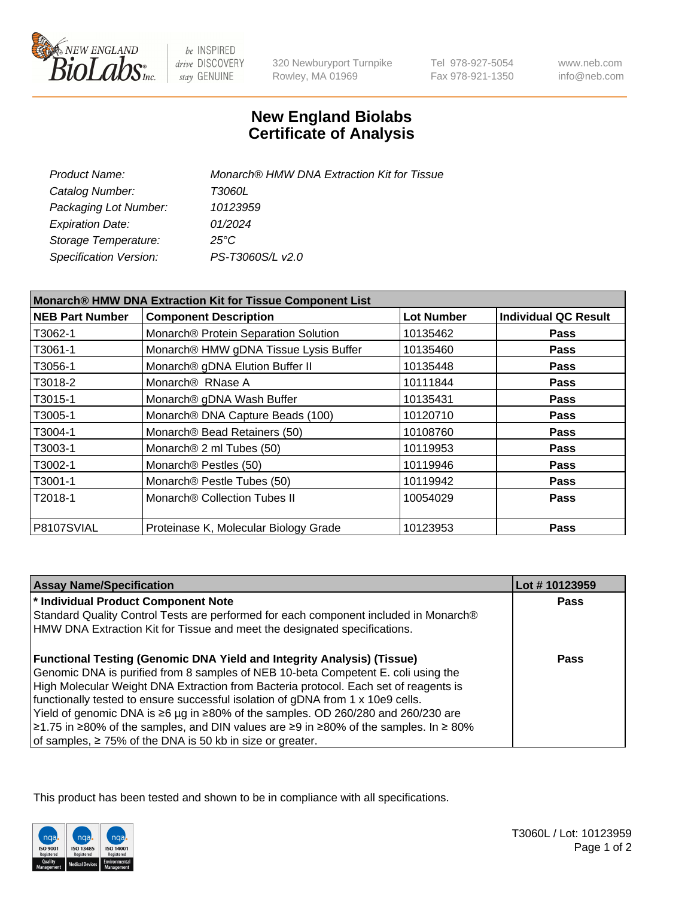# New England Biolabs
# Certificate of Analysis

| | |
|---|---|
| *Product Name:* | *Monarch® HMW DNA Extraction Kit for Tissue* |
| *Catalog Number:* | *T3060L* |
| *Packaging Lot Number:* | *10123959* |
| *Expiration Date:* | *01/2024* |
| *Storage Temperature:* | *25°C* |
| *Specification Version:* | *PS-T3060S/L v2.0* |

| **Monarch® HMW DNA Extraction Kit for Tissue Component List** | | | |
|---|---|---|---|
| **NEB Part Number** | **Component Description** | **Lot Number** | **Individual QC Result** |
| T3062-1 | Monarch® Protein Separation Solution | 10135462 | **Pass** |
| T3061-1 | Monarch® HMW gDNA Tissue Lysis Buffer | 10135460 | **Pass** |
| T3056-1 | Monarch® gDNA Elution Buffer II | 10135448 | **Pass** |
| T3018-2 | Monarch® RNase A | 10111844 | **Pass** |
| T3015-1 | Monarch® gDNA Wash Buffer | 10135431 | **Pass** |
| T3005-1 | Monarch® DNA Capture Beads (100) | 10120710 | **Pass** |
| T3004-1 | Monarch® Bead Retainers (50) | 10108760 | **Pass** |
| T3003-1 | Monarch® 2 ml Tubes (50) | 10119953 | **Pass** |
| T3002-1 | Monarch® Pestles (50) | 10119946 | **Pass** |
| T3001-1 | Monarch® Pestle Tubes (50) | 10119942 | **Pass** |
| T2018-1 | Monarch® Collection Tubes II | 10054029 | **Pass** |
| P8107SVIAL | Proteinase K, Molecular Biology Grade | 10123953 | **Pass** |

| **Assay Name/Specification** | **Lot # 10123959** |
|---|---|
| **\* Individual Product Component Note**<br>Standard Quality Control Tests are performed for each component included in Monarch® HMW DNA Extraction Kit for Tissue and meet the designated specifications. | **Pass** |
| **Functional Testing (Genomic DNA Yield and Integrity Analysis) (Tissue)**<br>Genomic DNA is purified from 8 samples of NEB 10-beta Competent E. coli using the High Molecular Weight DNA Extraction from Bacteria protocol. Each set of reagents is functionally tested to ensure successful isolation of gDNA from 1 x 10e9 cells.<br>Yield of genomic DNA is ≥6 µg in ≥80% of the samples. OD 260/280 and 260/230 are ≥1.75 in ≥80% of the samples, and DIN values are ≥9 in ≥80% of the samples. In ≥ 80% of samples, ≥ 75% of the DNA is 50 kb in size or greater. | **Pass** |

This product has been tested and shown to be in compliance with all specifications.

T3060L / Lot: 10123959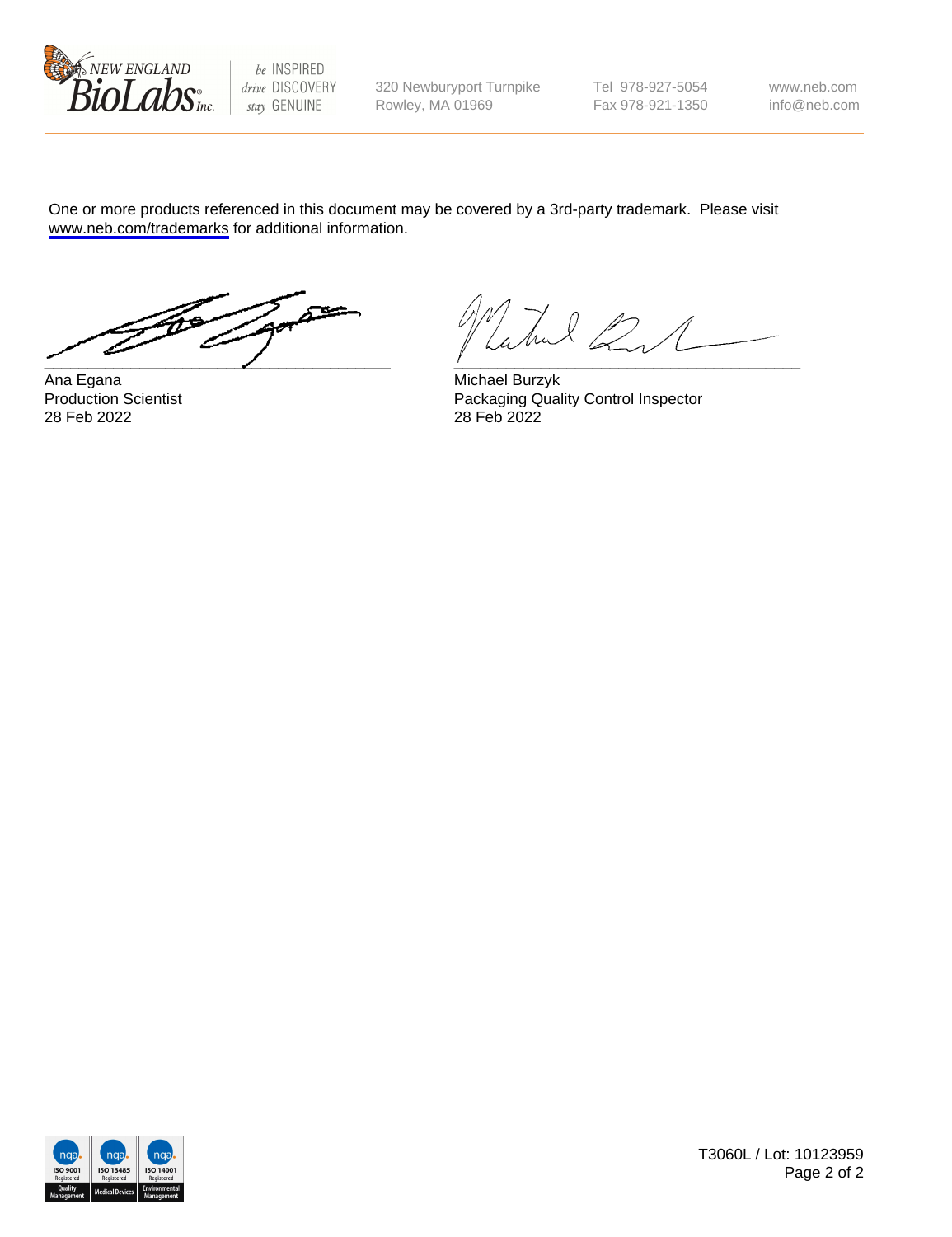One or more products referenced in this document may be covered by a 3rd-party trademark. Please visit www.neb.com/trademarks for additional information.

Ana Egana
Production Scientist
28 Feb 2022

Michael Burzyk
Packaging Quality Control Inspector
28 Feb 2022

T3060L / Lot: 10123959